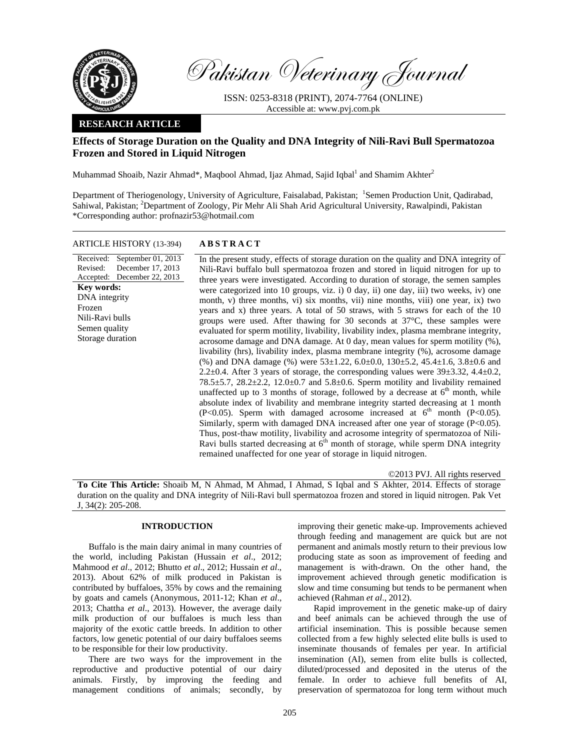Pakistan Veterinary Journal

ISSN: 0253-8318 (PRINT), 2074-7764 (ONLINE)
Accessible at: www.pvj.com.pk

**RESEARCH ARTICLE**

# Effects of Storage Duration on the Quality and DNA Integrity of Nili-Ravi Bull Spermatozoa Frozen and Stored in Liquid Nitrogen

Muhammad Shoaib, Nazir Ahmad*, Maqbool Ahmad, Ijaz Ahmad, Sajid Iqbal[1] and Shamim Akhter[2]

Department of Theriogenology, University of Agriculture, Faisalabad, Pakistan; [1]Semen Production Unit, Qadirabad, Sahiwal, Pakistan; [2]Department of Zoology, Pir Mehr Ali Shah Arid Agricultural University, Rawalpindi, Pakistan
*Corresponding author: profnazir53@hotmail.com

**ARTICLE HISTORY** (13-394)

Received: September 01, 2013
Revised: December 17, 2013
Accepted: December 22, 2013

**Key words:**
DNA integrity
Frozen
Nili-Ravi bulls
Semen quality
Storage duration

## ABSTRACT

In the present study, effects of storage duration on the quality and DNA integrity of Nili-Ravi buffalo bull spermatozoa frozen and stored in liquid nitrogen for up to three years were investigated. According to duration of storage, the semen samples were categorized into 10 groups, viz. i) 0 day, ii) one day, iii) two weeks, iv) one month, v) three months, vi) six months, vii) nine months, viii) one year, ix) two years and x) three years. A total of 50 straws, with 5 straws for each of the 10 groups were used. After thawing for 30 seconds at 37°C, these samples were evaluated for sperm motility, livability, livability index, plasma membrane integrity, acrosome damage and DNA damage. At 0 day, mean values for sperm motility (%), livability (hrs), livability index, plasma membrane integrity (%), acrosome damage (%) and DNA damage (%) were 53±1.22, 6.0±0.0, 130±5.2, 45.4±1.6, 3.8±0.6 and 2.2±0.4. After 3 years of storage, the corresponding values were 39±3.32, 4.4±0.2, 78.5±5.7, 28.2±2.2, 12.0±0.7 and 5.8±0.6. Sperm motility and livability remained unaffected up to 3 months of storage, followed by a decrease at 6[th] month, while absolute index of livability and membrane integrity started decreasing at 1 month ($P<0.05$). Sperm with damaged acrosome increased at 6[th] month ($P<0.05$). Similarly, sperm with damaged DNA increased after one year of storage ($P<0.05$). Thus, post-thaw motility, livability and acrosome integrity of spermatozoa of Nili-Ravi bulls started decreasing at 6[th] month of storage, while sperm DNA integrity remained unaffected for one year of storage in liquid nitrogen.

©2013 PVJ. All rights reserved

**To Cite This Article:** Shoaib M, N Ahmad, M Ahmad, I Ahmad, S Iqbal and S Akhter, 2014. Effects of storage duration on the quality and DNA integrity of Nili-Ravi bull spermatozoa frozen and stored in liquid nitrogen. Pak Vet J, 34(2): 205-208.

## INTRODUCTION

Buffalo is the main dairy animal in many countries of the world, including Pakistan (Hussain *et al*., 2012; Mahmood *et al*., 2012; Bhutto *et al*., 2012; Hussain *et al*., 2013). About 62% of milk produced in Pakistan is contributed by buffaloes, 35% by cows and the remaining by goats and camels (Anonymous, 2011-12; Khan *et al*., 2013; Chattha *et al*., 2013). However, the average daily milk production of our buffaloes is much less than majority of the exotic cattle breeds. In addition to other factors, low genetic potential of our dairy buffaloes seems to be responsible for their low productivity.

There are two ways for the improvement in the reproductive and productive potential of our dairy animals. Firstly, by improving the feeding and management conditions of animals; secondly, by improving their genetic make-up. Improvements achieved through feeding and management are quick but are not permanent and animals mostly return to their previous low producing state as soon as improvement of feeding and management is with-drawn. On the other hand, the improvement achieved through genetic modification is slow and time consuming but tends to be permanent when achieved (Rahman *et al*., 2012).

Rapid improvement in the genetic make-up of dairy and beef animals can be achieved through the use of artificial insemination. This is possible because semen collected from a few highly selected elite bulls is used to inseminate thousands of females per year. In artificial insemination (AI), semen from elite bulls is collected, diluted/processed and deposited in the uterus of the female. In order to achieve full benefits of AI, preservation of spermatozoa for long term without much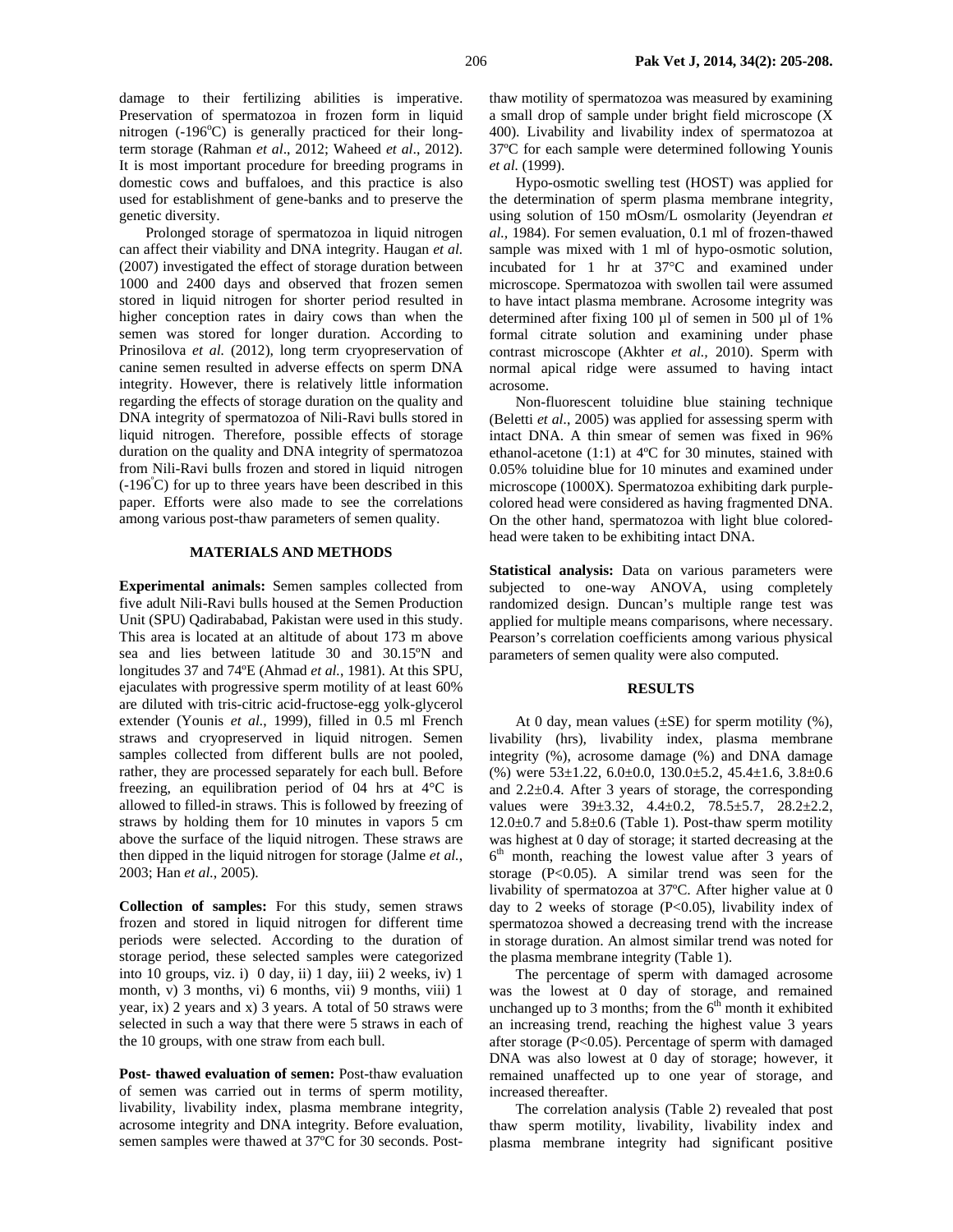damage to their fertilizing abilities is imperative. Preservation of spermatozoa in frozen form in liquid nitrogen (-196°C) is generally practiced for their long-term storage (Rahman *et al*., 2012; Waheed *et al*., 2012). It is most important procedure for breeding programs in domestic cows and buffaloes, and this practice is also used for establishment of gene-banks and to preserve the genetic diversity.

Prolonged storage of spermatozoa in liquid nitrogen can affect their viability and DNA integrity. Haugan *et al.* (2007) investigated the effect of storage duration between 1000 and 2400 days and observed that frozen semen stored in liquid nitrogen for shorter period resulted in higher conception rates in dairy cows than when the semen was stored for longer duration. According to Prinosilova *et al.* (2012), long term cryopreservation of canine semen resulted in adverse effects on sperm DNA integrity. However, there is relatively little information regarding the effects of storage duration on the quality and DNA integrity of spermatozoa of Nili-Ravi bulls stored in liquid nitrogen. Therefore, possible effects of storage duration on the quality and DNA integrity of spermatozoa from Nili-Ravi bulls frozen and stored in liquid nitrogen (-196°C) for up to three years have been described in this paper. Efforts were also made to see the correlations among various post-thaw parameters of semen quality.

## MATERIALS AND METHODS

**Experimental animals:** Semen samples collected from five adult Nili-Ravi bulls housed at the Semen Production Unit (SPU) Qadirababad, Pakistan were used in this study. This area is located at an altitude of about 173 m above sea and lies between latitude 30 and 30.15ºN and longitudes 37 and 74ºE (Ahmad *et al.*, 1981). At this SPU, ejaculates with progressive sperm motility of at least 60% are diluted with tris-citric acid-fructose-egg yolk-glycerol extender (Younis *et al.*, 1999), filled in 0.5 ml French straws and cryopreserved in liquid nitrogen. Semen samples collected from different bulls are not pooled, rather, they are processed separately for each bull. Before freezing, an equilibration period of 04 hrs at 4°C is allowed to filled-in straws. This is followed by freezing of straws by holding them for 10 minutes in vapors 5 cm above the surface of the liquid nitrogen. These straws are then dipped in the liquid nitrogen for storage (Jalme *et al.*, 2003; Han *et al.*, 2005).

**Collection of samples:** For this study, semen straws frozen and stored in liquid nitrogen for different time periods were selected. According to the duration of storage period, these selected samples were categorized into 10 groups, viz. i) 0 day, ii) 1 day, iii) 2 weeks, iv) 1 month, v) 3 months, vi) 6 months, vii) 9 months, viii) 1 year, ix) 2 years and x) 3 years. A total of 50 straws were selected in such a way that there were 5 straws in each of the 10 groups, with one straw from each bull.

**Post- thawed evaluation of semen:** Post-thaw evaluation of semen was carried out in terms of sperm motility, livability, livability index, plasma membrane integrity, acrosome integrity and DNA integrity. Before evaluation, semen samples were thawed at 37ºC for 30 seconds. Post-thaw motility of spermatozoa was measured by examining a small drop of sample under bright field microscope (X 400). Livability and livability index of spermatozoa at 37ºC for each sample were determined following Younis *et al.* (1999).

Hypo-osmotic swelling test (HOST) was applied for the determination of sperm plasma membrane integrity, using solution of 150 mOsm/L osmolarity (Jeyendran *et al.*, 1984). For semen evaluation, 0.1 ml of frozen-thawed sample was mixed with 1 ml of hypo-osmotic solution, incubated for 1 hr at 37°C and examined under microscope. Spermatozoa with swollen tail were assumed to have intact plasma membrane. Acrosome integrity was determined after fixing 100 µl of semen in 500 µl of 1% formal citrate solution and examining under phase contrast microscope (Akhter *et al.*, 2010). Sperm with normal apical ridge were assumed to having intact acrosome.

Non-fluorescent toluidine blue staining technique (Beletti *et al*., 2005) was applied for assessing sperm with intact DNA. A thin smear of semen was fixed in 96% ethanol-acetone (1:1) at 4ºC for 30 minutes, stained with 0.05% toluidine blue for 10 minutes and examined under microscope (1000X). Spermatozoa exhibiting dark purple-colored head were considered as having fragmented DNA. On the other hand, spermatozoa with light blue colored-head were taken to be exhibiting intact DNA.

**Statistical analysis:** Data on various parameters were subjected to one-way ANOVA, using completely randomized design. Duncan's multiple range test was applied for multiple means comparisons, where necessary. Pearson's correlation coefficients among various physical parameters of semen quality were also computed.

## RESULTS

At 0 day, mean values (±SE) for sperm motility (%), livability (hrs), livability index, plasma membrane integrity (%), acrosome damage (%) and DNA damage (%) were 53±1.22, 6.0±0.0, 130.0±5.2, 45.4±1.6, 3.8±0.6 and 2.2±0.4. After 3 years of storage, the corresponding values were 39±3.32, 4.4±0.2, 78.5±5.7, 28.2±2.2, 12.0±0.7 and 5.8±0.6 (Table 1). Post-thaw sperm motility was highest at 0 day of storage; it started decreasing at the 6th month, reaching the lowest value after 3 years of storage ($P<0.05$). A similar trend was seen for the livability of spermatozoa at 37ºC. After higher value at 0 day to 2 weeks of storage ($P<0.05$), livability index of spermatozoa showed a decreasing trend with the increase in storage duration. An almost similar trend was noted for the plasma membrane integrity (Table 1).

The percentage of sperm with damaged acrosome was the lowest at 0 day of storage, and remained unchanged up to 3 months; from the 6th month it exhibited an increasing trend, reaching the highest value 3 years after storage ($P<0.05$). Percentage of sperm with damaged DNA was also lowest at 0 day of storage; however, it remained unaffected up to one year of storage, and increased thereafter.

The correlation analysis (Table 2) revealed that post thaw sperm motility, livability, livability index and plasma membrane integrity had significant positive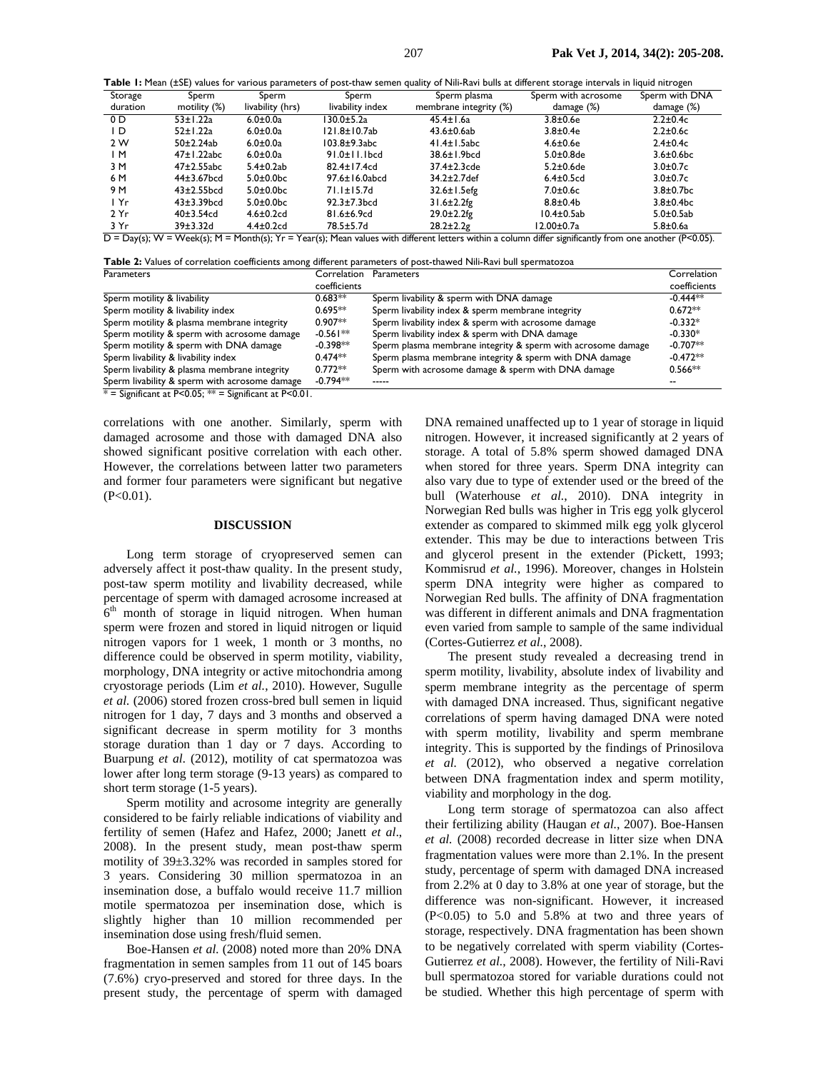**Table 1:** Mean (±SE) values for various parameters of post-thaw semen quality of Nili-Ravi bulls at different storage intervals in liquid nitrogen

| Storage duration | Sperm motility (%) | Sperm livability (hrs) | Sperm livability index | Sperm plasma membrane integrity (%) | Sperm with acrosome damage (%) | Sperm with DNA damage (%) |
|---|---|---|---|---|---|---|
| 0 D | 53±1.22a | 6.0±0.0a | 130.0±5.2a | 45.4±1.6a | 3.8±0.6e | 2.2±0.4c |
| 1 D | 52±1.22a | 6.0±0.0a | 121.8±10.7ab | 43.6±0.6ab | 3.8±0.4e | 2.2±0.6c |
| 2 W | 50±2.24ab | 6.0±0.0a | 103.8±9.3abc | 41.4±1.5abc | 4.6±0.6e | 2.4±0.4c |
| 1 M | 47±1.22abc | 6.0±0.0a | 91.0±11.1bcd | 38.6±1.9bcd | 5.0±0.8de | 3.6±0.6bc |
| 3 M | 47±2.55abc | 5.4±0.2ab | 82.4±17.4cd | 37.4±2.3cde | 5.2±0.6de | 3.0±0.7c |
| 6 M | 44±3.67bcd | 5.0±0.0bc | 97.6±16.0abcd | 34.2±2.7def | 6.4±0.5cd | 3.0±0.7c |
| 9 M | 43±2.55bcd | 5.0±0.0bc | 71.1±15.7d | 32.6±1.5efg | 7.0±0.6c | 3.8±0.7bc |
| 1 Yr | 43±3.39bcd | 5.0±0.0bc | 92.3±7.3bcd | 31.6±2.2fg | 8.8±0.4b | 3.8±0.4bc |
| 2 Yr | 40±3.54cd | 4.6±0.2cd | 81.6±6.9cd | 29.0±2.2fg | 10.4±0.5ab | 5.0±0.5ab |
| 3 Yr | 39±3.32d | 4.4±0.2cd | 78.5±5.7d | 28.2±2.2g | 12.00±0.7a | 5.8±0.6a |

D = Day(s); W = Week(s); M = Month(s); Yr = Year(s); Mean values with different letters within a column differ significantly from one another (P<0.05).

**Table 2:** Values of correlation coefficients among different parameters of post-thawed Nili-Ravi bull spermatozoa

| Parameters | Correlation coefficients | Parameters | Correlation coefficients |
|---|---|---|---|
| Sperm motility & livability | 0.683** | Sperm livability & sperm with DNA damage | -0.444** |
| Sperm motility & livability index | 0.695** | Sperm livability index & sperm membrane integrity | 0.672** |
| Sperm motility & plasma membrane integrity | 0.907** | Sperm livability index & sperm with acrosome damage | -0.332* |
| Sperm motility & sperm with acrosome damage | -0.561** | Sperm livability index & sperm with DNA damage | -0.330* |
| Sperm motility & sperm with DNA damage | -0.398** | Sperm plasma membrane integrity & sperm with acrosome damage | -0.707** |
| Sperm livability & livability index | 0.474** | Sperm plasma membrane integrity & sperm with DNA damage | -0.472** |
| Sperm livability & plasma membrane integrity | 0.772** | Sperm with acrosome damage & sperm with DNA damage | 0.566** |
| Sperm livability & sperm with acrosome damage | -0.794** | ----- | -- |

* = Significant at P<0.05; ** = Significant at P<0.01.

correlations with one another. Similarly, sperm with damaged acrosome and those with damaged DNA also showed significant positive correlation with each other. However, the correlations between latter two parameters and former four parameters were significant but negative (P<0.01).

## DISCUSSION

Long term storage of cryopreserved semen can adversely affect it post-thaw quality. In the present study, post-taw sperm motility and livability decreased, while percentage of sperm with damaged acrosome increased at 6th month of storage in liquid nitrogen. When human sperm were frozen and stored in liquid nitrogen or liquid nitrogen vapors for 1 week, 1 month or 3 months, no difference could be observed in sperm motility, viability, morphology, DNA integrity or active mitochondria among cryostorage periods (Lim *et al.*, 2010). However, Sugulle *et al.* (2006) stored frozen cross-bred bull semen in liquid nitrogen for 1 day, 7 days and 3 months and observed a significant decrease in sperm motility for 3 months storage duration than 1 day or 7 days. According to Buarpung *et al.* (2012), motility of cat spermatozoa was lower after long term storage (9-13 years) as compared to short term storage (1-5 years).

Sperm motility and acrosome integrity are generally considered to be fairly reliable indications of viability and fertility of semen (Hafez and Hafez, 2000; Janett *et al*., 2008). In the present study, mean post-thaw sperm motility of 39±3.32% was recorded in samples stored for 3 years. Considering 30 million spermatozoa in an insemination dose, a buffalo would receive 11.7 million motile spermatozoa per insemination dose, which is slightly higher than 10 million recommended per insemination dose using fresh/fluid semen.

Boe-Hansen *et al.* (2008) noted more than 20% DNA fragmentation in semen samples from 11 out of 145 boars (7.6%) cryo-preserved and stored for three days. In the present study, the percentage of sperm with damaged DNA remained unaffected up to 1 year of storage in liquid nitrogen. However, it increased significantly at 2 years of storage. A total of 5.8% sperm showed damaged DNA when stored for three years. Sperm DNA integrity can also vary due to type of extender used or the breed of the bull (Waterhouse *et al.*, 2010). DNA integrity in Norwegian Red bulls was higher in Tris egg yolk glycerol extender as compared to skimmed milk egg yolk glycerol extender. This may be due to interactions between Tris and glycerol present in the extender (Pickett, 1993; Kommisrud *et al.*, 1996). Moreover, changes in Holstein sperm DNA integrity were higher as compared to Norwegian Red bulls. The affinity of DNA fragmentation was different in different animals and DNA fragmentation even varied from sample to sample of the same individual (Cortes-Gutierrez *et al.*, 2008).

The present study revealed a decreasing trend in sperm motility, livability, absolute index of livability and sperm membrane integrity as the percentage of sperm with damaged DNA increased. Thus, significant negative correlations of sperm having damaged DNA were noted with sperm motility, livability and sperm membrane integrity. This is supported by the findings of Prinosilova *et al.* (2012), who observed a negative correlation between DNA fragmentation index and sperm motility, viability and morphology in the dog.

Long term storage of spermatozoa can also affect their fertilizing ability (Haugan *et al.*, 2007). Boe-Hansen *et al.* (2008) recorded decrease in litter size when DNA fragmentation values were more than 2.1%. In the present study, percentage of sperm with damaged DNA increased from 2.2% at 0 day to 3.8% at one year of storage, but the difference was non-significant. However, it increased (P<0.05) to 5.0 and 5.8% at two and three years of storage, respectively. DNA fragmentation has been shown to be negatively correlated with sperm viability (Cortes-Gutierrez *et al.*, 2008). However, the fertility of Nili-Ravi bull spermatozoa stored for variable durations could not be studied. Whether this high percentage of sperm with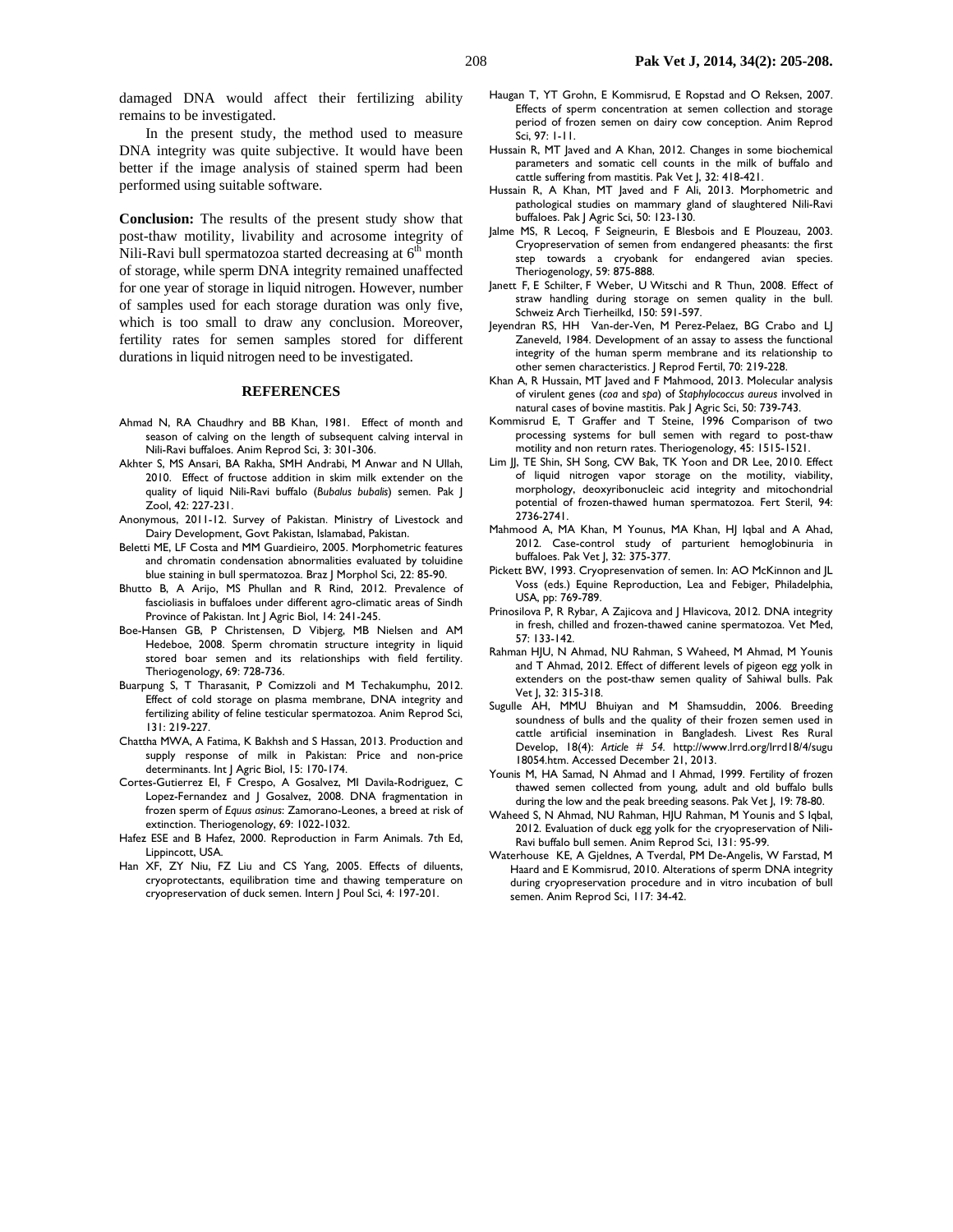damaged DNA would affect their fertilizing ability remains to be investigated.

In the present study, the method used to measure DNA integrity was quite subjective. It would have been better if the image analysis of stained sperm had been performed using suitable software.

**Conclusion:** The results of the present study show that post-thaw motility, livability and acrosome integrity of Nili-Ravi bull spermatozoa started decreasing at 6$^{th}$ month of storage, while sperm DNA integrity remained unaffected for one year of storage in liquid nitrogen. However, number of samples used for each storage duration was only five, which is too small to draw any conclusion. Moreover, fertility rates for semen samples stored for different durations in liquid nitrogen need to be investigated.

## REFERENCES

Ahmad N, RA Chaudhry and BB Khan, 1981. Effect of month and season of calving on the length of subsequent calving interval in Nili-Ravi buffaloes. Anim Reprod Sci, 3: 301-306.

Akhter S, MS Ansari, BA Rakha, SMH Andrabi, M Anwar and N Ullah, 2010. Effect of fructose addition in skim milk extender on the quality of liquid Nili-Ravi buffalo (*Bubalus bubalis*) semen. Pak J Zool, 42: 227-231.

Anonymous, 2011-12. Survey of Pakistan. Ministry of Livestock and Dairy Development, Govt Pakistan, Islamabad, Pakistan.

Beletti ME, LF Costa and MM Guardieiro, 2005. Morphometric features and chromatin condensation abnormalities evaluated by toluidine blue staining in bull spermatozoa. Braz J Morphol Sci, 22: 85-90.

Bhutto B, A Arijo, MS Phullan and R Rind, 2012. Prevalence of fascioliasis in buffaloes under different agro-climatic areas of Sindh Province of Pakistan. Int J Agric Biol, 14: 241-245.

Boe-Hansen GB, P Christensen, D Vibjerg, MB Nielsen and AM Hedeboe, 2008. Sperm chromatin structure integrity in liquid stored boar semen and its relationships with field fertility. Theriogenology, 69: 728-736.

Buarpung S, T Tharasanit, P Comizzoli and M Techakumphu, 2012. Effect of cold storage on plasma membrane, DNA integrity and fertilizing ability of feline testicular spermatozoa. Anim Reprod Sci, 131: 219-227.

Chattha MWA, A Fatima, K Bakhsh and S Hassan, 2013. Production and supply response of milk in Pakistan: Price and non-price determinants. Int J Agric Biol, 15: 170-174.

Cortes-Gutierrez EI, F Crespo, A Gosalvez, MI Davila-Rodriguez, C Lopez-Fernandez and J Gosalvez, 2008. DNA fragmentation in frozen sperm of *Equus asinus*: Zamorano-Leones, a breed at risk of extinction. Theriogenology, 69: 1022-1032.

Hafez ESE and B Hafez, 2000. Reproduction in Farm Animals. 7th Ed, Lippincott, USA.

Han XF, ZY Niu, FZ Liu and CS Yang, 2005. Effects of diluents, cryoprotectants, equilibration time and thawing temperature on cryopreservation of duck semen. Intern J Poul Sci, 4: 197-201.

Haugan T, YT Grohn, E Kommisrud, E Ropstad and O Reksen, 2007. Effects of sperm concentration at semen collection and storage period of frozen semen on dairy cow conception. Anim Reprod Sci, 97: 1-11.

Hussain R, MT Javed and A Khan, 2012. Changes in some biochemical parameters and somatic cell counts in the milk of buffalo and cattle suffering from mastitis. Pak Vet J, 32: 418-421.

Hussain R, A Khan, MT Javed and F Ali, 2013. Morphometric and pathological studies on mammary gland of slaughtered Nili-Ravi buffaloes. Pak J Agric Sci, 50: 123-130.

Jalme MS, R Lecoq, F Seigneurin, E Blesbois and E Plouzeau, 2003. Cryopreservation of semen from endangered pheasants: the first step towards a cryobank for endangered avian species. Theriogenology, 59: 875-888.

Janett F, E Schilter, F Weber, U Witschi and R Thun, 2008. Effect of straw handling during storage on semen quality in the bull. Schweiz Arch Tierheilkd, 150: 591-597.

Jeyendran RS, HH Van-der-Ven, M Perez-Pelaez, BG Crabo and LJ Zaneveld, 1984. Development of an assay to assess the functional integrity of the human sperm membrane and its relationship to other semen characteristics. J Reprod Fertil, 70: 219-228.

Khan A, R Hussain, MT Javed and F Mahmood, 2013. Molecular analysis of virulent genes (*coa* and *spa*) of *Staphylococcus aureus* involved in natural cases of bovine mastitis. Pak J Agric Sci, 50: 739-743.

Kommisrud E, T Graffer and T Steine, 1996 Comparison of two processing systems for bull semen with regard to post-thaw motility and non return rates. Theriogenology, 45: 1515-1521.

Lim JJ, TE Shin, SH Song, CW Bak, TK Yoon and DR Lee, 2010. Effect of liquid nitrogen vapor storage on the motility, viability, morphology, deoxyribonucleic acid integrity and mitochondrial potential of frozen-thawed human spermatozoa. Fert Steril, 94: 2736-2741.

Mahmood A, MA Khan, M Younus, MA Khan, HJ Iqbal and A Ahad, 2012. Case-control study of parturient hemoglobinuria in buffaloes. Pak Vet J, 32: 375-377.

Pickett BW, 1993. Cryopresenvation of semen. In: AO McKinnon and JL Voss (eds.) Equine Reproduction, Lea and Febiger, Philadelphia, USA, pp: 769-789.

Prinosilova P, R Rybar, A Zajicova and J Hlavicova, 2012. DNA integrity in fresh, chilled and frozen-thawed canine spermatozoa. Vet Med, 57: 133-142.

Rahman HJU, N Ahmad, NU Rahman, S Waheed, M Ahmad, M Younis and T Ahmad, 2012. Effect of different levels of pigeon egg yolk in extenders on the post-thaw semen quality of Sahiwal bulls. Pak Vet J, 32: 315-318.

Sugulle AH, MMU Bhuiyan and M Shamsuddin, 2006. Breeding soundness of bulls and the quality of their frozen semen used in cattle artificial insemination in Bangladesh. Livest Res Rural Develop, 18(4): *Article # 54*. http://www.lrrd.org/lrrd18/4/sugu18054.htm. Accessed December 21, 2013.

Younis M, HA Samad, N Ahmad and I Ahmad, 1999. Fertility of frozen thawed semen collected from young, adult and old buffalo bulls during the low and the peak breeding seasons. Pak Vet J, 19: 78-80.

Waheed S, N Ahmad, NU Rahman, HJU Rahman, M Younis and S Iqbal, 2012. Evaluation of duck egg yolk for the cryopreservation of Nili-Ravi buffalo bull semen. Anim Reprod Sci, 131: 95-99.

Waterhouse KE, A Gjeldnes, A Tverdal, PM De-Angelis, W Farstad, M Haard and E Kommisrud, 2010. Alterations of sperm DNA integrity during cryopreservation procedure and in vitro incubation of bull semen. Anim Reprod Sci, 117: 34-42.